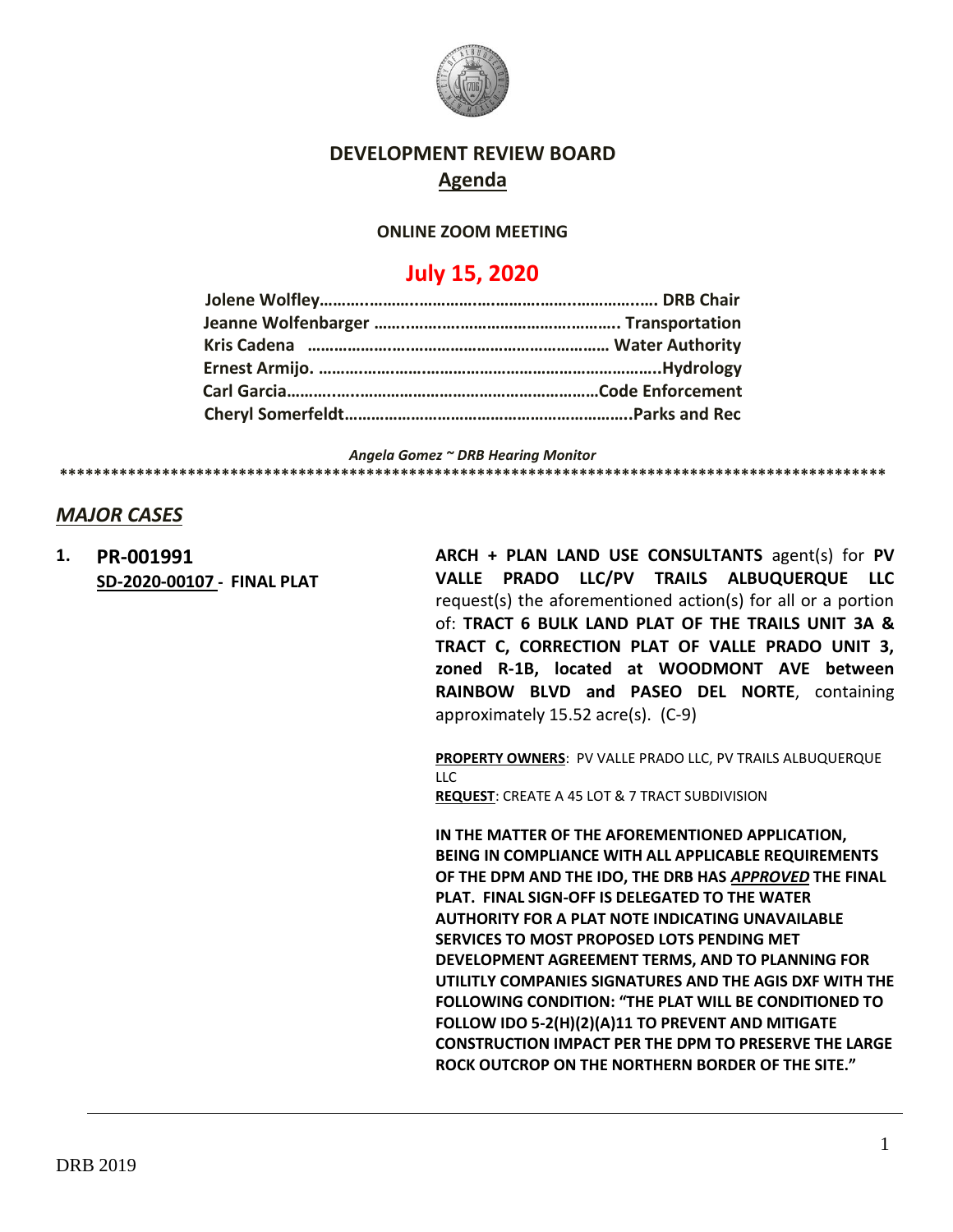# DEVELOPMENT REVIEW BOARD

## Agenda

**ONLINE ZOOM MEETING**

## July 15, 2020

**Jolene Wolfley……………………………………………………………… DRB Chair**
**Jeanne Wolfenbarger ……………………………………………… Transportation**
**Kris Cadena ………………………………………………………… Water Authority**
**Ernest Armijo. ……………………………………………………………………Hydrology**
**Carl Garcia……………………………………………………………Code Enforcement**
**Cheryl Somerfeldt…………………………………………………………Parks and Rec**

***Angela Gomez ~ DRB Hearing Monitor***

**************************************************************************************************

## *MAJOR CASES*

**1. PR-001991**
**SD-2020-00107 - FINAL PLAT**

**ARCH + PLAN LAND USE CONSULTANTS** agent(s) for **PV VALLE PRADO LLC/PV TRAILS ALBUQUERQUE LLC** request(s) the aforementioned action(s) for all or a portion of: **TRACT 6 BULK LAND PLAT OF THE TRAILS UNIT 3A & TRACT C, CORRECTION PLAT OF VALLE PRADO UNIT 3, zoned R-1B, located at WOODMONT AVE between RAINBOW BLVD and PASEO DEL NORTE**, containing approximately 15.52 acre(s). (C-9)

**PROPERTY OWNERS**: PV VALLE PRADO LLC, PV TRAILS ALBUQUERQUE LLC
**REQUEST**: CREATE A 45 LOT & 7 TRACT SUBDIVISION

**IN THE MATTER OF THE AFOREMENTIONED APPLICATION, BEING IN COMPLIANCE WITH ALL APPLICABLE REQUIREMENTS OF THE DPM AND THE IDO, THE DRB HAS *APPROVED* THE FINAL PLAT. FINAL SIGN-OFF IS DELEGATED TO THE WATER AUTHORITY FOR A PLAT NOTE INDICATING UNAVAILABLE SERVICES TO MOST PROPOSED LOTS PENDING MET DEVELOPMENT AGREEMENT TERMS, AND TO PLANNING FOR UTILITLY COMPANIES SIGNATURES AND THE AGIS DXF WITH THE FOLLOWING CONDITION: "THE PLAT WILL BE CONDITIONED TO FOLLOW IDO 5-2(H)(2)(A)11 TO PREVENT AND MITIGATE CONSTRUCTION IMPACT PER THE DPM TO PRESERVE THE LARGE ROCK OUTCROP ON THE NORTHERN BORDER OF THE SITE."**

DRB 2019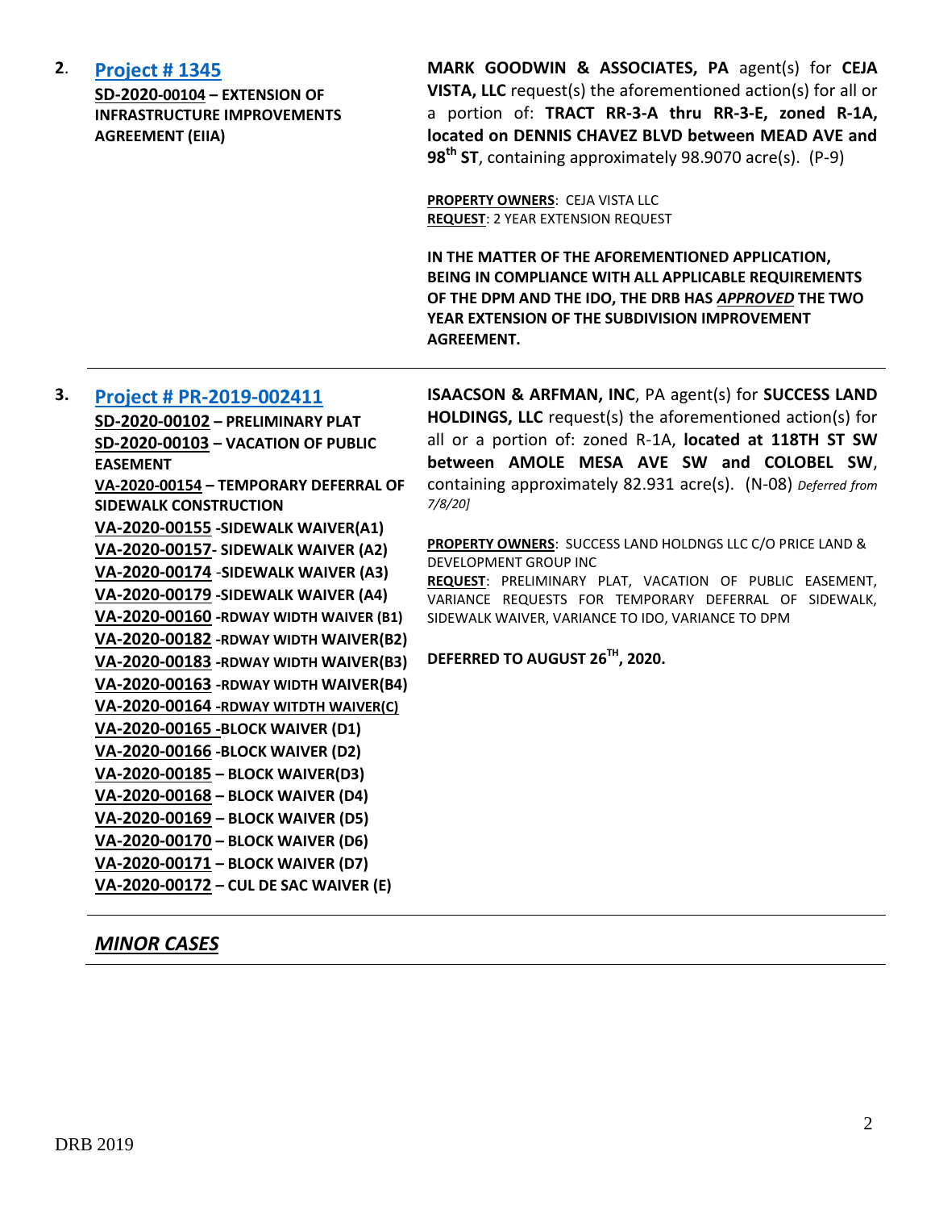**2.** **[Project # 1345](#)**

**SD-2020-00104 – EXTENSION OF INFRASTRUCTURE IMPROVEMENTS AGREEMENT (EIIA)**

**MARK GOODWIN & ASSOCIATES, PA** agent(s) for **CEJA VISTA, LLC** request(s) the aforementioned action(s) for all or a portion of: **TRACT RR-3-A thru RR-3-E, zoned R-1A, located on DENNIS CHAVEZ BLVD between MEAD AVE and 98th ST**, containing approximately 98.9070 acre(s). (P-9)

**PROPERTY OWNERS**: CEJA VISTA LLC
**REQUEST**: 2 YEAR EXTENSION REQUEST

**IN THE MATTER OF THE AFOREMENTIONED APPLICATION, BEING IN COMPLIANCE WITH ALL APPLICABLE REQUIREMENTS OF THE DPM AND THE IDO, THE DRB HAS *APPROVED* THE TWO YEAR EXTENSION OF THE SUBDIVISION IMPROVEMENT AGREEMENT.**

---

**3.** **[Project # PR-2019-002411](#)**

**SD-2020-00102 – PRELIMINARY PLAT**
**SD-2020-00103 – VACATION OF PUBLIC EASEMENT**
**VA-2020-00154 – TEMPORARY DEFERRAL OF SIDEWALK CONSTRUCTION**
**VA-2020-00155 -SIDEWALK WAIVER(A1)**
**VA-2020-00157- SIDEWALK WAIVER (A2)**
**VA-2020-00174 -SIDEWALK WAIVER (A3)**
**VA-2020-00179 -SIDEWALK WAIVER (A4)**
**VA-2020-00160 -RDWAY WIDTH WAIVER (B1)**
**VA-2020-00182 -RDWAY WIDTH WAIVER(B2)**
**VA-2020-00183 -RDWAY WIDTH WAIVER(B3)**
**VA-2020-00163 -RDWAY WIDTH WAIVER(B4)**
**VA-2020-00164 -RDWAY WITDTH WAIVER(C)**
**VA-2020-00165 -BLOCK WAIVER (D1)**
**VA-2020-00166 -BLOCK WAIVER (D2)**
**VA-2020-00185 – BLOCK WAIVER(D3)**
**VA-2020-00168 – BLOCK WAIVER (D4)**
**VA-2020-00169 – BLOCK WAIVER (D5)**
**VA-2020-00170 – BLOCK WAIVER (D6)**
**VA-2020-00171 – BLOCK WAIVER (D7)**
**VA-2020-00172 – CUL DE SAC WAIVER (E)**

**ISAACSON & ARFMAN, INC**, PA agent(s) for **SUCCESS LAND HOLDINGS, LLC** request(s) the aforementioned action(s) for all or a portion of: zoned R-1A, **located at 118TH ST SW between AMOLE MESA AVE SW and COLOBEL SW**, containing approximately 82.931 acre(s). (N-08) *Deferred from 7/8/20]*

**PROPERTY OWNERS**: SUCCESS LAND HOLDNGS LLC C/O PRICE LAND & DEVELOPMENT GROUP INC
**REQUEST**: PRELIMINARY PLAT, VACATION OF PUBLIC EASEMENT, VARIANCE REQUESTS FOR TEMPORARY DEFERRAL OF SIDEWALK, SIDEWALK WAIVER, VARIANCE TO IDO, VARIANCE TO DPM

**DEFERRED TO AUGUST 26TH, 2020.**

---

## *MINOR CASES*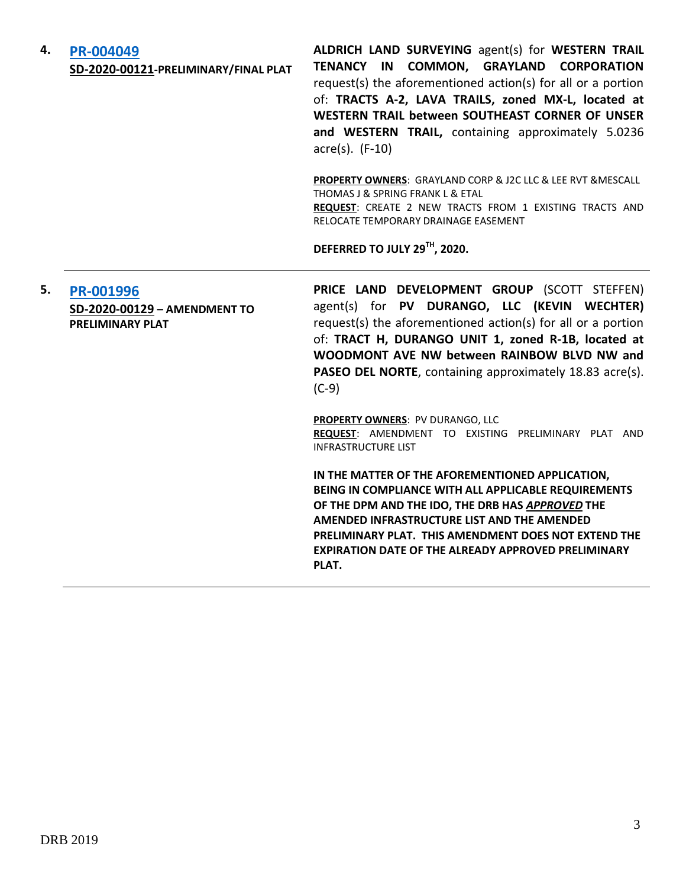**4.** **PR-004049**
**SD-2020-00121-PRELIMINARY/FINAL PLAT**

**ALDRICH LAND SURVEYING** agent(s) for **WESTERN TRAIL TENANCY IN COMMON, GRAYLAND CORPORATION** request(s) the aforementioned action(s) for all or a portion of: **TRACTS A-2, LAVA TRAILS, zoned MX-L, located at WESTERN TRAIL between SOUTHEAST CORNER OF UNSER and WESTERN TRAIL,** containing approximately 5.0236 acre(s). (F-10)

**PROPERTY OWNERS**: GRAYLAND CORP & J2C LLC & LEE RVT &MESCALL THOMAS J & SPRING FRANK L & ETAL
**REQUEST**: CREATE 2 NEW TRACTS FROM 1 EXISTING TRACTS AND RELOCATE TEMPORARY DRAINAGE EASEMENT

**DEFERRED TO JULY 29TH, 2020.**

---

**5.** **PR-001996**
**SD-2020-00129 – AMENDMENT TO PRELIMINARY PLAT**

**PRICE LAND DEVELOPMENT GROUP** (SCOTT STEFFEN) agent(s) for **PV DURANGO, LLC (KEVIN WECHTER)** request(s) the aforementioned action(s) for all or a portion of: **TRACT H, DURANGO UNIT 1, zoned R-1B, located at WOODMONT AVE NW between RAINBOW BLVD NW and PASEO DEL NORTE**, containing approximately 18.83 acre(s). (C-9)

**PROPERTY OWNERS**: PV DURANGO, LLC
**REQUEST**: AMENDMENT TO EXISTING PRELIMINARY PLAT AND INFRASTRUCTURE LIST

**IN THE MATTER OF THE AFOREMENTIONED APPLICATION, BEING IN COMPLIANCE WITH ALL APPLICABLE REQUIREMENTS OF THE DPM AND THE IDO, THE DRB HAS *APPROVED* THE AMENDED INFRASTRUCTURE LIST AND THE AMENDED PRELIMINARY PLAT. THIS AMENDMENT DOES NOT EXTEND THE EXPIRATION DATE OF THE ALREADY APPROVED PRELIMINARY PLAT.**

---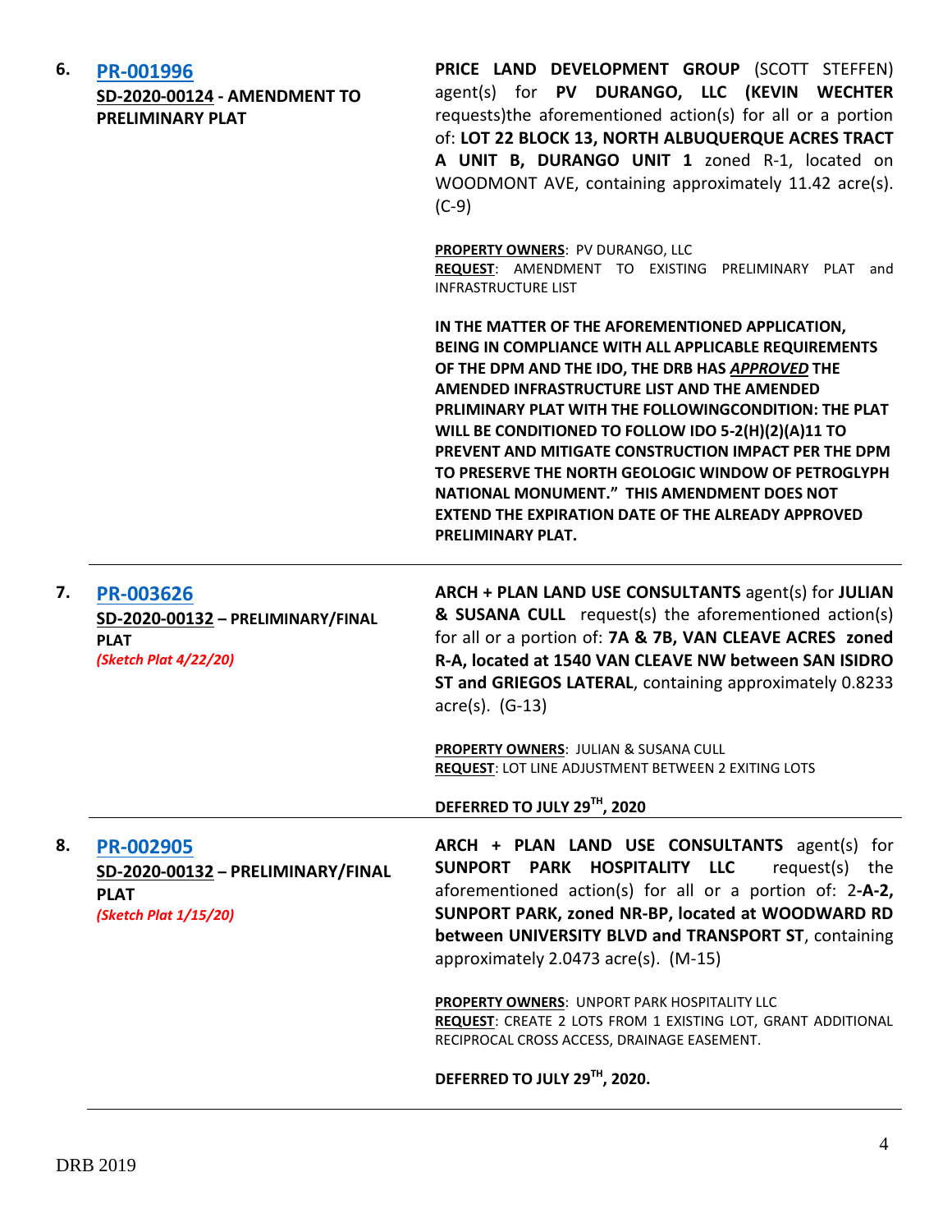6. **PR-001996**
**SD-2020-00124 - AMENDMENT TO PRELIMINARY PLAT**

**PRICE LAND DEVELOPMENT GROUP** (SCOTT STEFFEN) agent(s) for **PV DURANGO, LLC (KEVIN WECHTER** requests)the aforementioned action(s) for all or a portion of: **LOT 22 BLOCK 13, NORTH ALBUQUERQUE ACRES TRACT A UNIT B, DURANGO UNIT 1** zoned R-1, located on WOODMONT AVE, containing approximately 11.42 acre(s). (C-9)

**PROPERTY OWNERS**: PV DURANGO, LLC
**REQUEST**: AMENDMENT TO EXISTING PRELIMINARY PLAT and INFRASTRUCTURE LIST

**IN THE MATTER OF THE AFOREMENTIONED APPLICATION, BEING IN COMPLIANCE WITH ALL APPLICABLE REQUIREMENTS OF THE DPM AND THE IDO, THE DRB HAS *APPROVED* THE AMENDED INFRASTRUCTURE LIST AND THE AMENDED PRLIMINARY PLAT WITH THE FOLLOWINGCONDITION: THE PLAT WILL BE CONDITIONED TO FOLLOW IDO 5-2(H)(2)(A)11 TO PREVENT AND MITIGATE CONSTRUCTION IMPACT PER THE DPM TO PRESERVE THE NORTH GEOLOGIC WINDOW OF PETROGLYPH NATIONAL MONUMENT." THIS AMENDMENT DOES NOT EXTEND THE EXPIRATION DATE OF THE ALREADY APPROVED PRELIMINARY PLAT.**

---

7. **PR-003626**
**SD-2020-00132 – PRELIMINARY/FINAL PLAT**
*(Sketch Plat 4/22/20)*

**ARCH + PLAN LAND USE CONSULTANTS** agent(s) for **JULIAN & SUSANA CULL** request(s) the aforementioned action(s) for all or a portion of: **7A & 7B, VAN CLEAVE ACRES zoned R-A, located at 1540 VAN CLEAVE NW between SAN ISIDRO ST and GRIEGOS LATERAL**, containing approximately 0.8233 acre(s). (G-13)

**PROPERTY OWNERS**: JULIAN & SUSANA CULL
**REQUEST**: LOT LINE ADJUSTMENT BETWEEN 2 EXITING LOTS

**DEFERRED TO JULY 29TH, 2020**

---

8. **PR-002905**
**SD-2020-00132 – PRELIMINARY/FINAL PLAT**
*(Sketch Plat 1/15/20)*

**ARCH + PLAN LAND USE CONSULTANTS** agent(s) for **SUNPORT PARK HOSPITALITY LLC** request(s) the aforementioned action(s) for all or a portion of: 2-**A-2, SUNPORT PARK, zoned NR-BP, located at WOODWARD RD between UNIVERSITY BLVD and TRANSPORT ST**, containing approximately 2.0473 acre(s). (M-15)

**PROPERTY OWNERS**: UNPORT PARK HOSPITALITY LLC
**REQUEST**: CREATE 2 LOTS FROM 1 EXISTING LOT, GRANT ADDITIONAL RECIPROCAL CROSS ACCESS, DRAINAGE EASEMENT.

**DEFERRED TO JULY 29TH, 2020.**

---

DRB 2019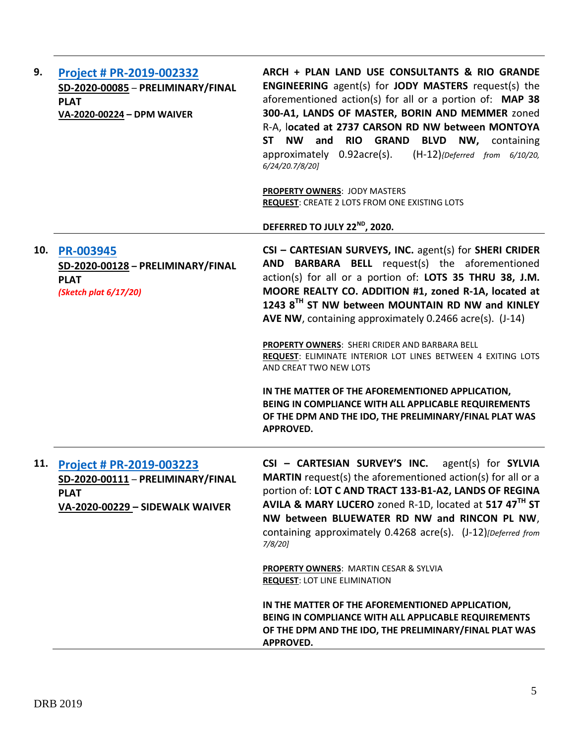**9.** **Project # PR-2019-002332**
**SD-2020-00085** – **PRELIMINARY/FINAL PLAT**
**VA-2020-00224 – DPM WAIVER**

**ARCH + PLAN LAND USE CONSULTANTS & RIO GRANDE ENGINEERING** agent(s) for **JODY MASTERS** request(s) the aforementioned action(s) for all or a portion of: **MAP 38 300-A1, LANDS OF MASTER, BORIN AND MEMMER** zoned R-A, l**ocated at 2737 CARSON RD NW between MONTOYA ST NW and RIO GRAND BLVD NW,** containing approximately 0.92acre(s). (H-12)*{Deferred from 6/10/20, 6/24/20.7/8/20]*

**PROPERTY OWNERS**: JODY MASTERS
**REQUEST**: CREATE 2 LOTS FROM ONE EXISTING LOTS

**DEFERRED TO JULY 22ND, 2020.**

---

**10.** **PR-003945**
**SD-2020-00128 – PRELIMINARY/FINAL PLAT**
***(Sketch plat 6/17/20)***

**CSI – CARTESIAN SURVEYS, INC.** agent(s) for **SHERI CRIDER AND BARBARA BELL** request(s) the aforementioned action(s) for all or a portion of: **LOTS 35 THRU 38, J.M. MOORE REALTY CO. ADDITION #1, zoned R-1A, located at 1243 8TH ST NW between MOUNTAIN RD NW and KINLEY AVE NW**, containing approximately 0.2466 acre(s). (J-14)

**PROPERTY OWNERS**: SHERI CRIDER AND BARBARA BELL
**REQUEST**: ELIMINATE INTERIOR LOT LINES BETWEEN 4 EXITING LOTS AND CREAT TWO NEW LOTS

**IN THE MATTER OF THE AFOREMENTIONED APPLICATION, BEING IN COMPLIANCE WITH ALL APPLICABLE REQUIREMENTS OF THE DPM AND THE IDO, THE PRELIMINARY/FINAL PLAT WAS APPROVED.**

---

**11.** **Project # PR-2019-003223**
**SD-2020-00111** – **PRELIMINARY/FINAL PLAT**
**VA-2020-00229 – SIDEWALK WAIVER**

**CSI – CARTESIAN SURVEY'S INC.** agent(s) for **SYLVIA MARTIN** request(s) the aforementioned action(s) for all or a portion of: **LOT C AND TRACT 133-B1-A2, LANDS OF REGINA AVILA & MARY LUCERO** zoned R-1D, located at **517 47TH ST NW between BLUEWATER RD NW and RINCON PL NW**, containing approximately 0.4268 acre(s). (J-12)*[Deferred from 7/8/20]*

**PROPERTY OWNERS**: MARTIN CESAR & SYLVIA
**REQUEST**: LOT LINE ELIMINATION

**IN THE MATTER OF THE AFOREMENTIONED APPLICATION, BEING IN COMPLIANCE WITH ALL APPLICABLE REQUIREMENTS OF THE DPM AND THE IDO, THE PRELIMINARY/FINAL PLAT WAS APPROVED.**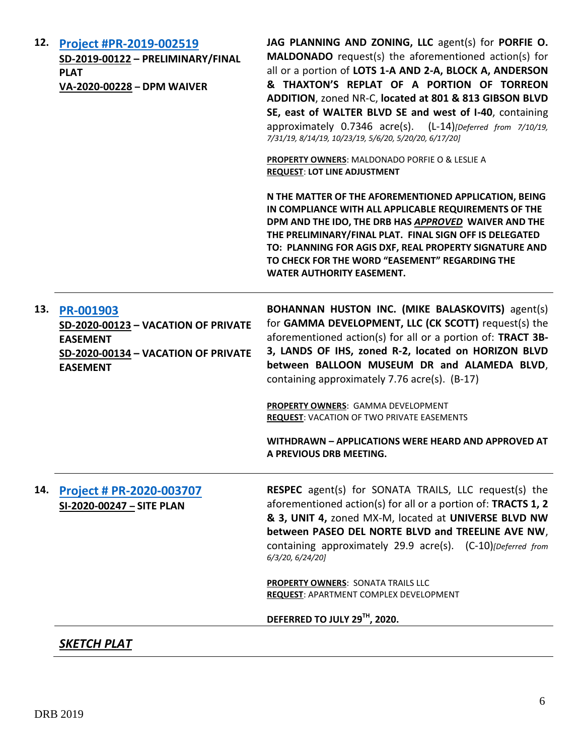12. **[Project #PR-2019-002519](#)**
**SD-2019-00122 – PRELIMINARY/FINAL PLAT**
**VA-2020-00228 – DPM WAIVER**

**JAG PLANNING AND ZONING, LLC** agent(s) for **PORFIE O. MALDONADO** request(s) the aforementioned action(s) for all or a portion of **LOTS 1-A AND 2-A, BLOCK A, ANDERSON & THAXTON'S REPLAT OF A PORTION OF TORREON ADDITION**, zoned NR-C, **located at 801 & 813 GIBSON BLVD SE, east of WALTER BLVD SE and west of I-40**, containing approximately 0.7346 acre(s). (L-14)*[Deferred from 7/10/19, 7/31/19, 8/14/19, 10/23/19, 5/6/20, 5/20/20, 6/17/20]*

**PROPERTY OWNERS**: MALDONADO PORFIE O & LESLIE A
**REQUEST**: **LOT LINE ADJUSTMENT**

**N THE MATTER OF THE AFOREMENTIONED APPLICATION, BEING IN COMPLIANCE WITH ALL APPLICABLE REQUIREMENTS OF THE DPM AND THE IDO, THE DRB HAS *APPROVED* WAIVER AND THE THE PRELIMINARY/FINAL PLAT. FINAL SIGN OFF IS DELEGATED TO: PLANNING FOR AGIS DXF, REAL PROPERTY SIGNATURE AND TO CHECK FOR THE WORD "EASEMENT" REGARDING THE WATER AUTHORITY EASEMENT.**

---

13. **[PR-001903](#)**
**SD-2020-00123 – VACATION OF PRIVATE EASEMENT**
**SD-2020-00134 – VACATION OF PRIVATE EASEMENT**

**BOHANNAN HUSTON INC. (MIKE BALASKOVITS)** agent(s) for **GAMMA DEVELOPMENT, LLC (CK SCOTT)** request(s) the aforementioned action(s) for all or a portion of: **TRACT 3B-3, LANDS OF IHS, zoned R-2, located on HORIZON BLVD between BALLOON MUSEUM DR and ALAMEDA BLVD**, containing approximately 7.76 acre(s). (B-17)

**PROPERTY OWNERS**: GAMMA DEVELOPMENT
**REQUEST**: VACATION OF TWO PRIVATE EASEMENTS

**WITHDRAWN – APPLICATIONS WERE HEARD AND APPROVED AT A PREVIOUS DRB MEETING.**

---

14. **[Project # PR-2020-003707](#)**
**SI-2020-00247 – SITE PLAN**

**RESPEC** agent(s) for SONATA TRAILS, LLC request(s) the aforementioned action(s) for all or a portion of: **TRACTS 1, 2 & 3, UNIT 4,** zoned MX-M, located at **UNIVERSE BLVD NW between PASEO DEL NORTE BLVD and TREELINE AVE NW**, containing approximately 29.9 acre(s). (C-10)*[Deferred from 6/3/20, 6/24/20]*

**PROPERTY OWNERS**: SONATA TRAILS LLC
**REQUEST**: APARTMENT COMPLEX DEVELOPMENT

**DEFERRED TO JULY 29TH, 2020.**

---

## ***SKETCH PLAT***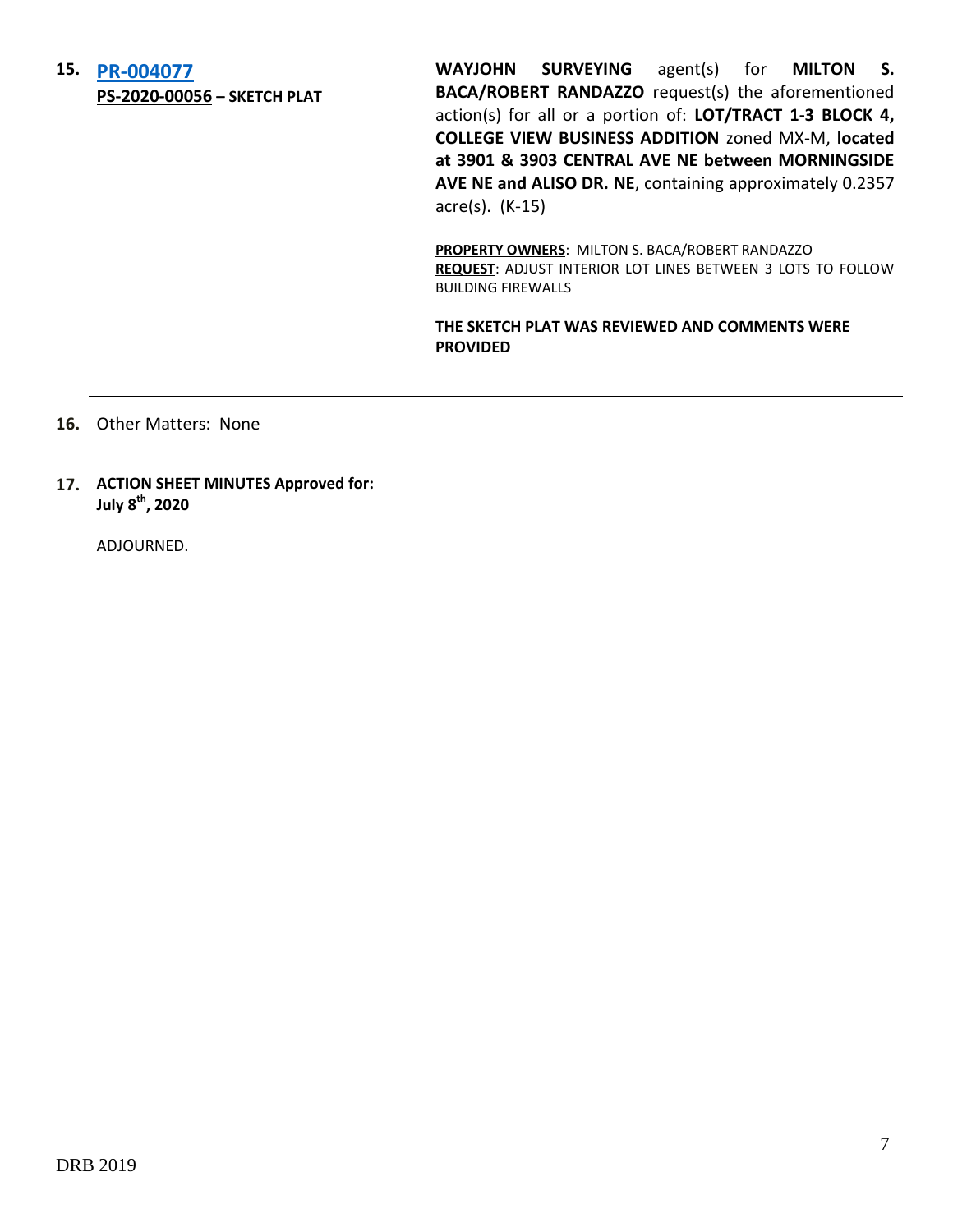**15. PR-004077**
**PS-2020-00056 – SKETCH PLAT**

**WAYJOHN SURVEYING** agent(s) for **MILTON S. BACA/ROBERT RANDAZZO** request(s) the aforementioned action(s) for all or a portion of: **LOT/TRACT 1-3 BLOCK 4, COLLEGE VIEW BUSINESS ADDITION** zoned MX-M, **located at 3901 & 3903 CENTRAL AVE NE between MORNINGSIDE AVE NE and ALISO DR. NE**, containing approximately 0.2357 acre(s). (K-15)

**PROPERTY OWNERS**: MILTON S. BACA/ROBERT RANDAZZO
**REQUEST**: ADJUST INTERIOR LOT LINES BETWEEN 3 LOTS TO FOLLOW BUILDING FIREWALLS

**THE SKETCH PLAT WAS REVIEWED AND COMMENTS WERE PROVIDED**

---

**16.** Other Matters: None

**17. ACTION SHEET MINUTES Approved for: July 8th, 2020**

ADJOURNED.

DRB 2019